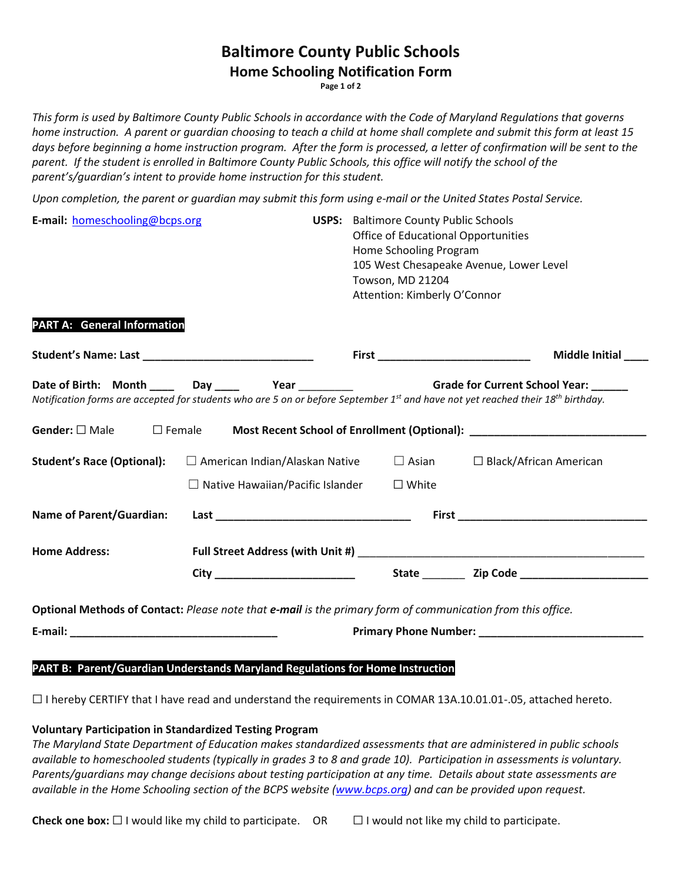# Baltimore County Public Schools

## Home Schooling Notification Form

*This form is used by Baltimore County Public Schools in accordance with the Code of Maryland Regulations that governs home instruction. A parent or guardian choosing to teach a child at home shall complete and submit this form at least 15 days before beginning a home instruction program. After the form is processed, a letter of confirmation will be sent to the parent. If the student is enrolled in Baltimore County Public Schools, this office will notify the school of the parent's/guardian's intent to provide home instruction for this student.*

*Upon completion, the parent or guardian may submit this form using e-mail or the United States Postal Service.*

**E-mail:** homeschooling@bcps.org

**USPS:** Baltimore County Public Schools
Office of Educational Opportunities
Home Schooling Program
105 West Chesapeake Avenue, Lower Level
Towson, MD 21204
Attention: Kimberly O'Connor

**PART A: General Information**

**Student's Name: Last** ____________________________ **First** ________________________ **Middle Initial** ____

**Date of Birth: Month** ____ **Day** ____ **Year** _________ **Grade for Current School Year:** ______

*Notification forms are accepted for students who are 5 on or before September 1st and have not yet reached their 18th birthday.*

**Gender:** ☐ Male ☐ Female **Most Recent School of Enrollment (Optional):** ____________________________

**Student's Race (Optional):** ☐ American Indian/Alaskan Native ☐ Asian ☐ Black/African American ☐ Native Hawaiian/Pacific Islander ☐ White

**Name of Parent/Guardian: Last** ________________________________ **First** _______________________________

**Home Address: Full Street Address (with Unit #)** ________________________________________________

**City** _______________________ **State** _______ **Zip Code** ____________________

**Optional Methods of Contact:** *Please note that **e-mail** is the primary form of communication from this office.*

**E-mail:** __________________________________ **Primary Phone Number:** ___________________________

**PART B: Parent/Guardian Understands Maryland Regulations for Home Instruction**

☐ I hereby CERTIFY that I have read and understand the requirements in COMAR 13A.10.01.01-.05, attached hereto.

**Voluntary Participation in Standardized Testing Program**

*The Maryland State Department of Education makes standardized assessments that are administered in public schools available to homeschooled students (typically in grades 3 to 8 and grade 10). Participation in assessments is voluntary. Parents/guardians may change decisions about testing participation at any time. Details about state assessments are available in the Home Schooling section of the BCPS website (www.bcps.org) and can be provided upon request.*

**Check one box:** ☐ I would like my child to participate. OR ☐ I would not like my child to participate.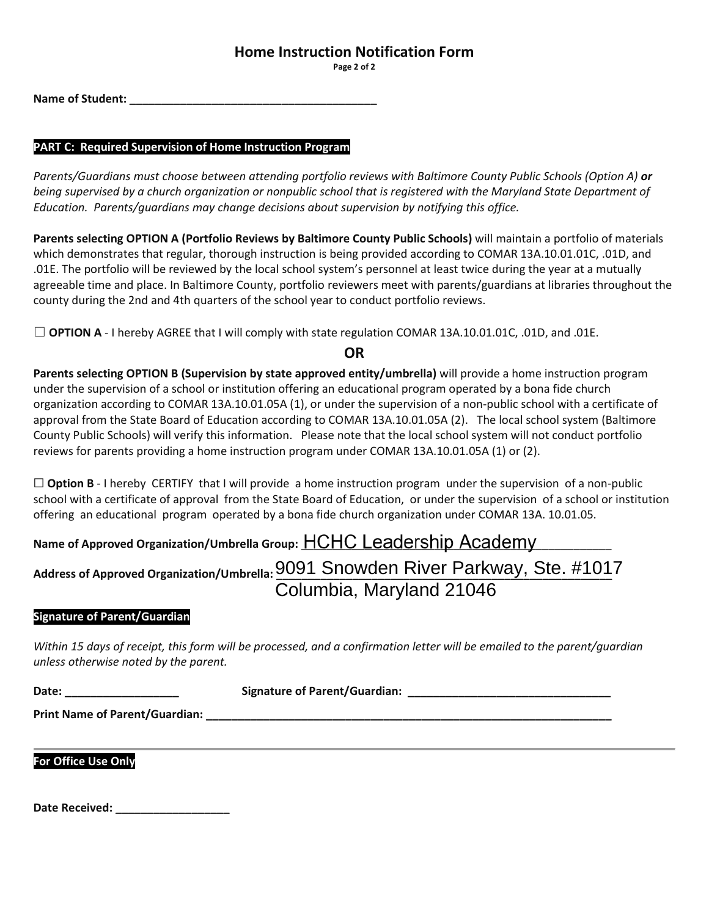# Home Instruction Notification Form

**Name of Student:** ______________________________________

**PART C: Required Supervision of Home Instruction Program**

*Parents/Guardians must choose between attending portfolio reviews with Baltimore County Public Schools (Option A)* ***or*** *being supervised by a church organization or nonpublic school that is registered with the Maryland State Department of Education. Parents/guardians may change decisions about supervision by notifying this office.*

**Parents selecting OPTION A (Portfolio Reviews by Baltimore County Public Schools)** will maintain a portfolio of materials which demonstrates that regular, thorough instruction is being provided according to COMAR 13A.10.01.01C, .01D, and .01E. The portfolio will be reviewed by the local school system's personnel at least twice during the year at a mutually agreeable time and place. In Baltimore County, portfolio reviewers meet with parents/guardians at libraries throughout the county during the 2nd and 4th quarters of the school year to conduct portfolio reviews.

☐ **OPTION A** - I hereby AGREE that I will comply with state regulation COMAR 13A.10.01.01C, .01D, and .01E.

**OR**

**Parents selecting OPTION B (Supervision by state approved entity/umbrella)** will provide a home instruction program under the supervision of a school or institution offering an educational program operated by a bona fide church organization according to COMAR 13A.10.01.05A (1), or under the supervision of a non-public school with a certificate of approval from the State Board of Education according to COMAR 13A.10.01.05A (2). The local school system (Baltimore County Public Schools) will verify this information. Please note that the local school system will not conduct portfolio reviews for parents providing a home instruction program under COMAR 13A.10.01.05A (1) or (2).

☐ **Option B** - I hereby CERTIFY that I will provide a home instruction program under the supervision of a non-public school with a certificate of approval from the State Board of Education, or under the supervision of a school or institution offering an educational program operated by a bona fide church organization under COMAR 13A. 10.01.05.

**Name of Approved Organization/Umbrella Group:** HCHC Leadership Academy

**Address of Approved Organization/Umbrella:** 9091 Snowden River Parkway, Ste. #1017
Columbia, Maryland 21046

**Signature of Parent/Guardian**

*Within 15 days of receipt, this form will be processed, and a confirmation letter will be emailed to the parent/guardian unless otherwise noted by the parent.*

**Date:** __________________ **Signature of Parent/Guardian:** ________________________________

**Print Name of Parent/Guardian:** ________________________________________________________________

---

**For Office Use Only**

**Date Received:** __________________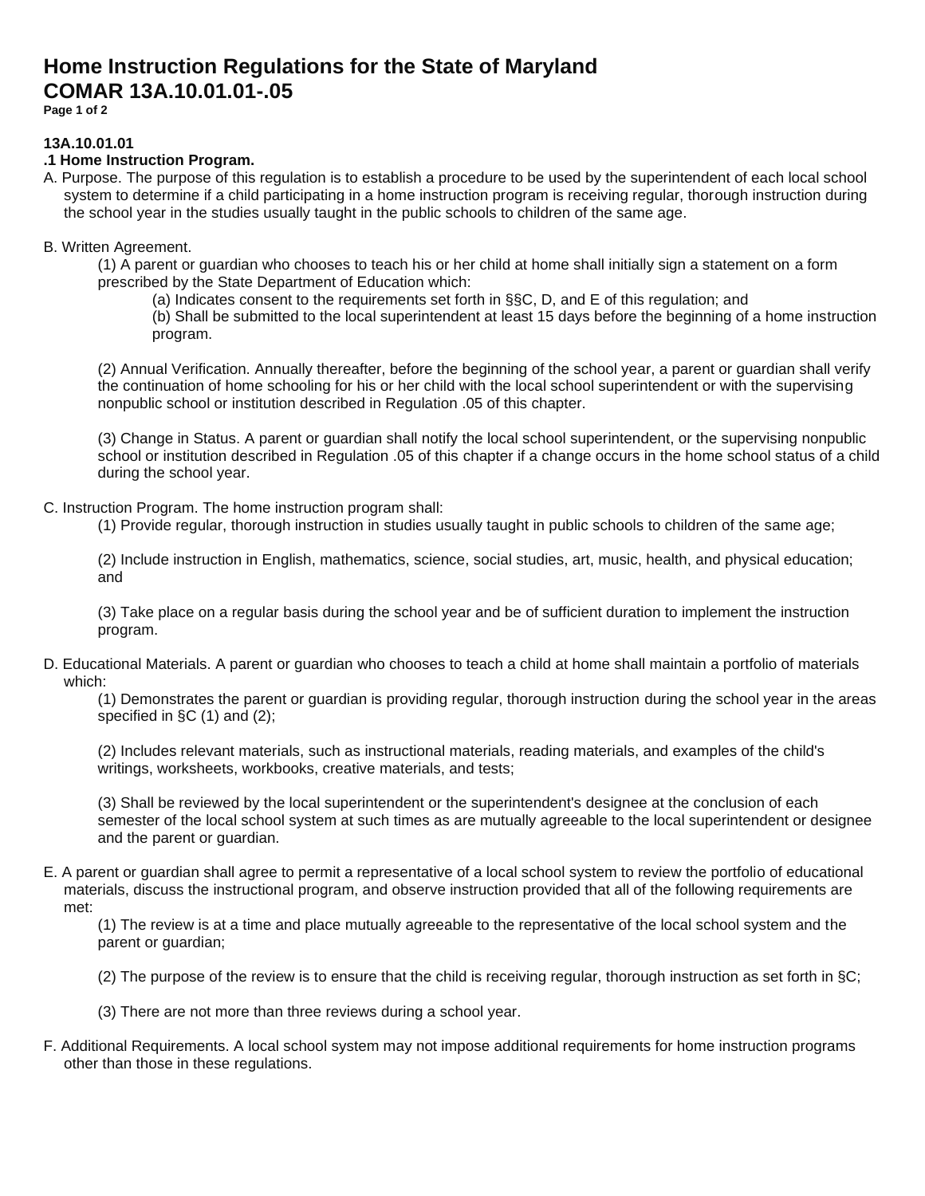# Home Instruction Regulations for the State of Maryland
# COMAR 13A.10.01.01-.05

**13A.10.01.01**
**.1 Home Instruction Program.**

A. Purpose. The purpose of this regulation is to establish a procedure to be used by the superintendent of each local school system to determine if a child participating in a home instruction program is receiving regular, thorough instruction during the school year in the studies usually taught in the public schools to children of the same age.

B. Written Agreement.

(1) A parent or guardian who chooses to teach his or her child at home shall initially sign a statement on a form prescribed by the State Department of Education which:

(a) Indicates consent to the requirements set forth in §§C, D, and E of this regulation; and

(b) Shall be submitted to the local superintendent at least 15 days before the beginning of a home instruction program.

(2) Annual Verification. Annually thereafter, before the beginning of the school year, a parent or guardian shall verify the continuation of home schooling for his or her child with the local school superintendent or with the supervising nonpublic school or institution described in Regulation .05 of this chapter.

(3) Change in Status. A parent or guardian shall notify the local school superintendent, or the supervising nonpublic school or institution described in Regulation .05 of this chapter if a change occurs in the home school status of a child during the school year.

C. Instruction Program. The home instruction program shall:

(1) Provide regular, thorough instruction in studies usually taught in public schools to children of the same age;

(2) Include instruction in English, mathematics, science, social studies, art, music, health, and physical education; and

(3) Take place on a regular basis during the school year and be of sufficient duration to implement the instruction program.

D. Educational Materials. A parent or guardian who chooses to teach a child at home shall maintain a portfolio of materials which:

(1) Demonstrates the parent or guardian is providing regular, thorough instruction during the school year in the areas specified in §C (1) and (2);

(2) Includes relevant materials, such as instructional materials, reading materials, and examples of the child's writings, worksheets, workbooks, creative materials, and tests;

(3) Shall be reviewed by the local superintendent or the superintendent's designee at the conclusion of each semester of the local school system at such times as are mutually agreeable to the local superintendent or designee and the parent or guardian.

E. A parent or guardian shall agree to permit a representative of a local school system to review the portfolio of educational materials, discuss the instructional program, and observe instruction provided that all of the following requirements are met:

(1) The review is at a time and place mutually agreeable to the representative of the local school system and the parent or guardian;

(2) The purpose of the review is to ensure that the child is receiving regular, thorough instruction as set forth in §C;

(3) There are not more than three reviews during a school year.

F. Additional Requirements. A local school system may not impose additional requirements for home instruction programs other than those in these regulations.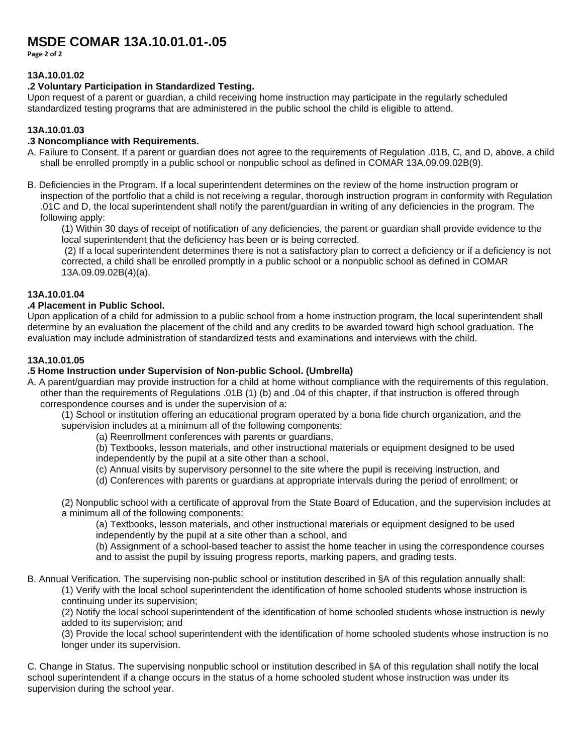# MSDE COMAR 13A.10.01.01-.05

**13A.10.01.02**

**.2 Voluntary Participation in Standardized Testing.**

Upon request of a parent or guardian, a child receiving home instruction may participate in the regularly scheduled standardized testing programs that are administered in the public school the child is eligible to attend.

**13A.10.01.03**

**.3 Noncompliance with Requirements.**

A. Failure to Consent. If a parent or guardian does not agree to the requirements of Regulation .01B, C, and D, above, a child shall be enrolled promptly in a public school or nonpublic school as defined in COMAR 13A.09.09.02B(9).

B. Deficiencies in the Program. If a local superintendent determines on the review of the home instruction program or inspection of the portfolio that a child is not receiving a regular, thorough instruction program in conformity with Regulation .01C and D, the local superintendent shall notify the parent/guardian in writing of any deficiencies in the program. The following apply:

(1) Within 30 days of receipt of notification of any deficiencies, the parent or guardian shall provide evidence to the local superintendent that the deficiency has been or is being corrected.

(2) If a local superintendent determines there is not a satisfactory plan to correct a deficiency or if a deficiency is not corrected, a child shall be enrolled promptly in a public school or a nonpublic school as defined in COMAR 13A.09.09.02B(4)(a).

**13A.10.01.04**

**.4 Placement in Public School.**

Upon application of a child for admission to a public school from a home instruction program, the local superintendent shall determine by an evaluation the placement of the child and any credits to be awarded toward high school graduation. The evaluation may include administration of standardized tests and examinations and interviews with the child.

**13A.10.01.05**

**.5 Home Instruction under Supervision of Non-public School. (Umbrella)**

A. A parent/guardian may provide instruction for a child at home without compliance with the requirements of this regulation, other than the requirements of Regulations .01B (1) (b) and .04 of this chapter, if that instruction is offered through correspondence courses and is under the supervision of a:

(1) School or institution offering an educational program operated by a bona fide church organization, and the supervision includes at a minimum all of the following components:

(a) Reenrollment conferences with parents or guardians,

(b) Textbooks, lesson materials, and other instructional materials or equipment designed to be used independently by the pupil at a site other than a school,

(c) Annual visits by supervisory personnel to the site where the pupil is receiving instruction, and

(d) Conferences with parents or guardians at appropriate intervals during the period of enrollment; or

(2) Nonpublic school with a certificate of approval from the State Board of Education, and the supervision includes at a minimum all of the following components:

(a) Textbooks, lesson materials, and other instructional materials or equipment designed to be used independently by the pupil at a site other than a school, and

(b) Assignment of a school-based teacher to assist the home teacher in using the correspondence courses and to assist the pupil by issuing progress reports, marking papers, and grading tests.

B. Annual Verification. The supervising non-public school or institution described in §A of this regulation annually shall:

(1) Verify with the local school superintendent the identification of home schooled students whose instruction is continuing under its supervision;

(2) Notify the local school superintendent of the identification of home schooled students whose instruction is newly added to its supervision; and

(3) Provide the local school superintendent with the identification of home schooled students whose instruction is no longer under its supervision.

C. Change in Status. The supervising nonpublic school or institution described in §A of this regulation shall notify the local school superintendent if a change occurs in the status of a home schooled student whose instruction was under its supervision during the school year.